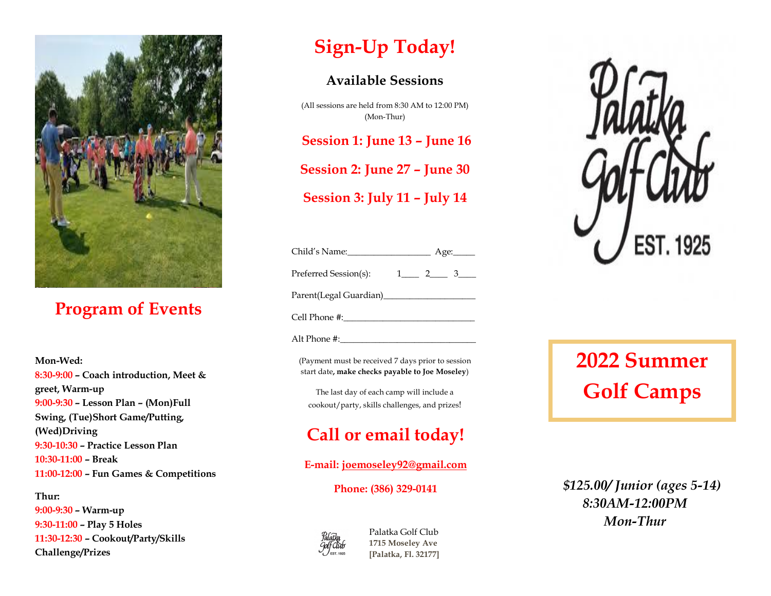## Program of Events

**Mon-Wed:**

**8:30-9:00 – Coach introduction, Meet & greet, Warm-up**
**9:00-9:30 – Lesson Plan – (Mon)Full Swing, (Tue)Short Game/Putting, (Wed)Driving**
**9:30-10:30 – Practice Lesson Plan**
**10:30-11:00 – Break**
**11:00-12:00 – Fun Games & Competitions**

**Thur:**

**9:00-9:30 – Warm-up**
**9:30-11:00 – Play 5 Holes**
**11:30-12:30 – Cookout/Party/Skills Challenge/Prizes**

# Sign-Up Today!

### Available Sessions

(All sessions are held from 8:30 AM to 12:00 PM)
(Mon-Thur)

**Session 1: June 13 – June 16**

**Session 2: June 27 – June 30**

**Session 3: July 11 – July 14**

Child's Name:__________________ Age:_____

Preferred Session(s): 1____ 2____ 3____

Parent(Legal Guardian)____________________

Cell Phone #:_____________________________

Alt Phone #:______________________________

(Payment must be received 7 days prior to session start date**, make checks payable to Joe Moseley**)

The last day of each camp will include a cookout/party, skills challenges, and prizes!

## Call or email today!

**E-mail: joemoseley92@gmail.com**

**Phone: (386) 329-0141**

Palatka Golf Club
**1715 Moseley Ave**
**[Palatka, Fl. 32177]**

Palatka Golf Club
EST. 1925

# 2022 Summer Golf Camps

***$125.00/ Junior (ages 5-14)***
***8:30AM-12:00PM***
***Mon-Thur***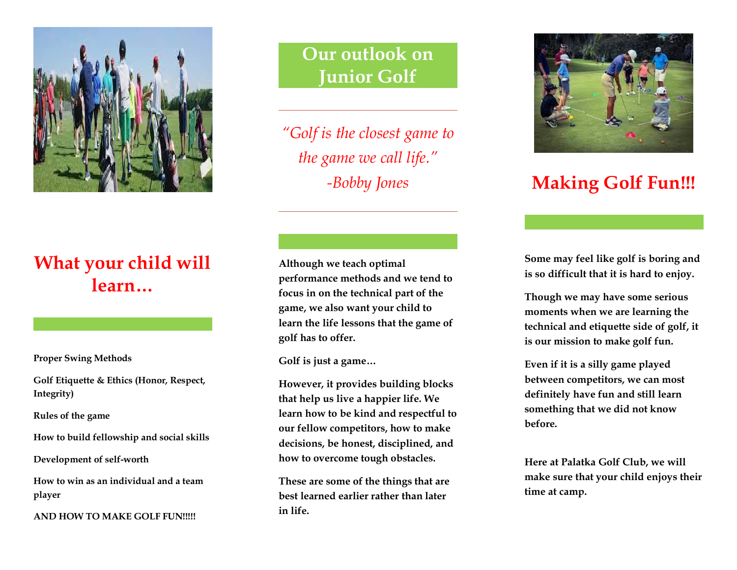## What your child will learn…

**Proper Swing Methods**

**Golf Etiquette & Ethics (Honor, Respect, Integrity)**

**Rules of the game**

**How to build fellowship and social skills**

**Development of self-worth**

**How to win as an individual and a team player**

**AND HOW TO MAKE GOLF FUN!!!!!**

## Our outlook on Junior Golf

*"Golf is the closest game to the game we call life."*

*-Bobby Jones*

**Although we teach optimal performance methods and we tend to focus in on the technical part of the game, we also want your child to learn the life lessons that the game of golf has to offer.**

**Golf is just a game…**

**However, it provides building blocks that help us live a happier life. We learn how to be kind and respectful to our fellow competitors, how to make decisions, be honest, disciplined, and how to overcome tough obstacles.**

**These are some of the things that are best learned earlier rather than later in life.**

## Making Golf Fun!!!

**Some may feel like golf is boring and is so difficult that it is hard to enjoy.**

**Though we may have some serious moments when we are learning the technical and etiquette side of golf, it is our mission to make golf fun.**

**Even if it is a silly game played between competitors, we can most definitely have fun and still learn something that we did not know before.**

**Here at Palatka Golf Club, we will make sure that your child enjoys their time at camp.**